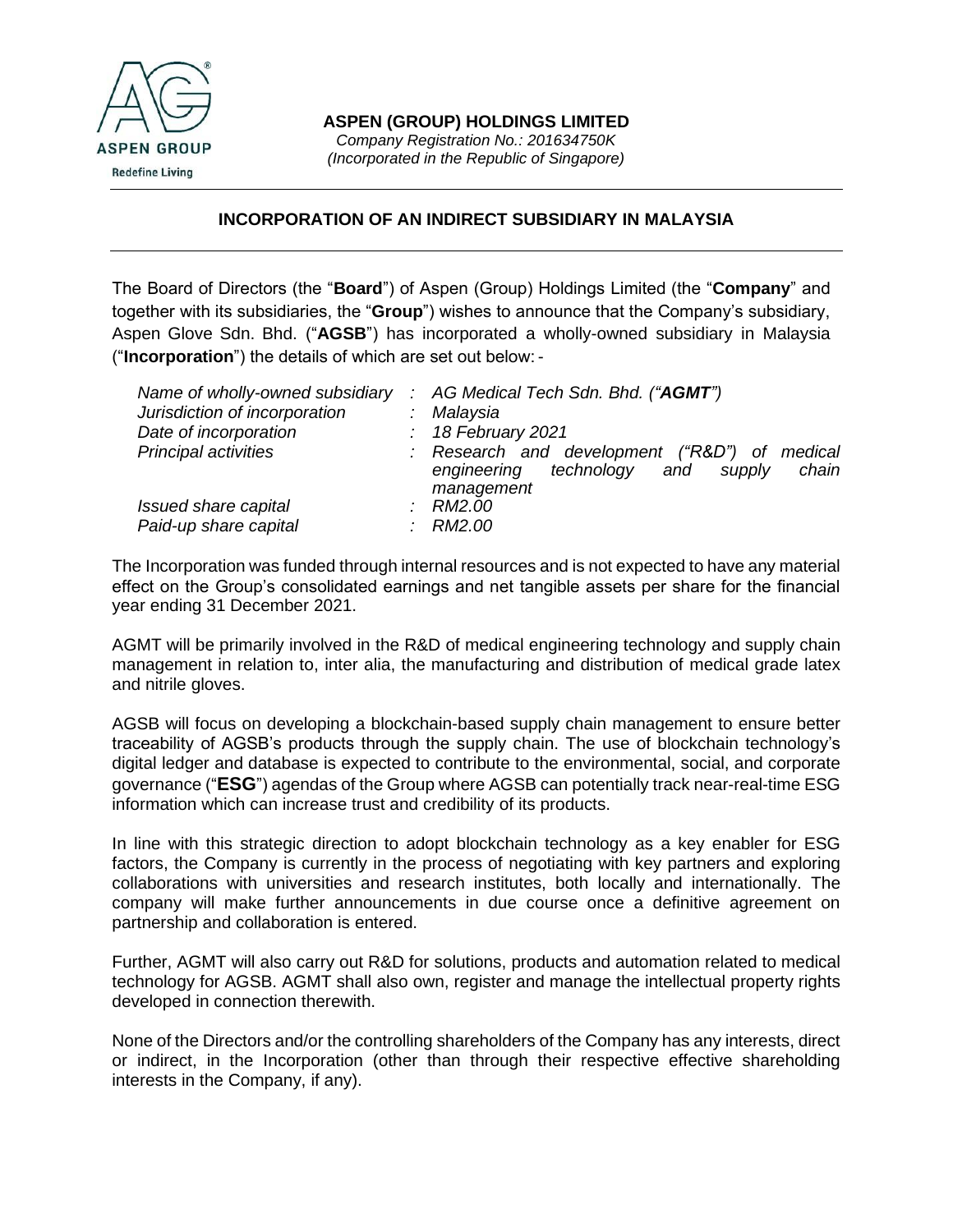**ASPEN (GROUP) HOLDINGS LIMITED**

*Company Registration No.: 201634750K*
*(Incorporated in the Republic of Singapore)*

## INCORPORATION OF AN INDIRECT SUBSIDIARY IN MALAYSIA

The Board of Directors (the "**Board**") of Aspen (Group) Holdings Limited (the "**Company**" and together with its subsidiaries, the "**Group**") wishes to announce that the Company's subsidiary, Aspen Glove Sdn. Bhd. ("**AGSB**") has incorporated a wholly-owned subsidiary in Malaysia ("**Incorporation**") the details of which are set out below: -

| | | |
|---|---|---|
| *Name of wholly-owned subsidiary* | : | *AG Medical Tech Sdn. Bhd. ("**AGMT**")* |
| *Jurisdiction of incorporation* | : | *Malaysia* |
| *Date of incorporation* | : | *18 February 2021* |
| *Principal activities* | : | *Research and development ("R&D") of medical engineering technology and supply chain management* |
| *Issued share capital* | : | *RM2.00* |
| *Paid-up share capital* | : | *RM2.00* |

The Incorporation was funded through internal resources and is not expected to have any material effect on the Group's consolidated earnings and net tangible assets per share for the financial year ending 31 December 2021.

AGMT will be primarily involved in the R&D of medical engineering technology and supply chain management in relation to, inter alia, the manufacturing and distribution of medical grade latex and nitrile gloves.

AGSB will focus on developing a blockchain-based supply chain management to ensure better traceability of AGSB's products through the supply chain. The use of blockchain technology's digital ledger and database is expected to contribute to the environmental, social, and corporate governance ("**ESG**") agendas of the Group where AGSB can potentially track near-real-time ESG information which can increase trust and credibility of its products.

In line with this strategic direction to adopt blockchain technology as a key enabler for ESG factors, the Company is currently in the process of negotiating with key partners and exploring collaborations with universities and research institutes, both locally and internationally. The company will make further announcements in due course once a definitive agreement on partnership and collaboration is entered.

Further, AGMT will also carry out R&D for solutions, products and automation related to medical technology for AGSB. AGMT shall also own, register and manage the intellectual property rights developed in connection therewith.

None of the Directors and/or the controlling shareholders of the Company has any interests, direct or indirect, in the Incorporation (other than through their respective effective shareholding interests in the Company, if any).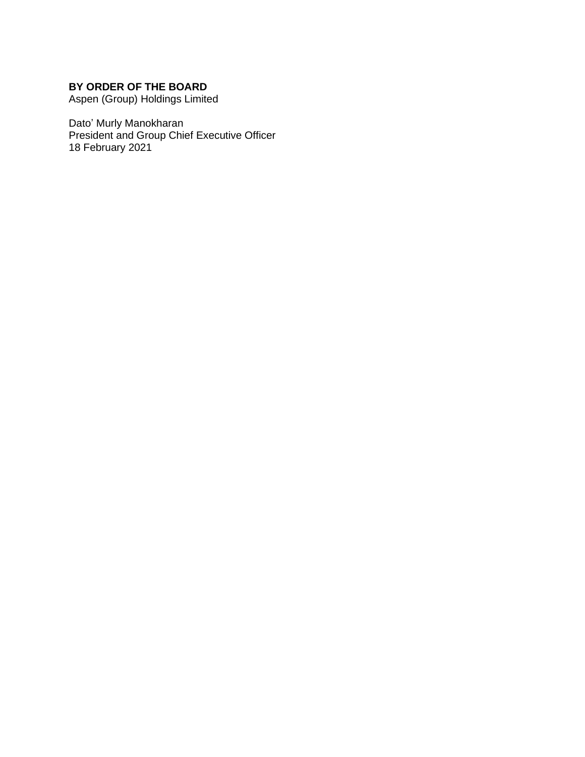**BY ORDER OF THE BOARD**
Aspen (Group) Holdings Limited

Dato' Murly Manokharan
President and Group Chief Executive Officer
18 February 2021